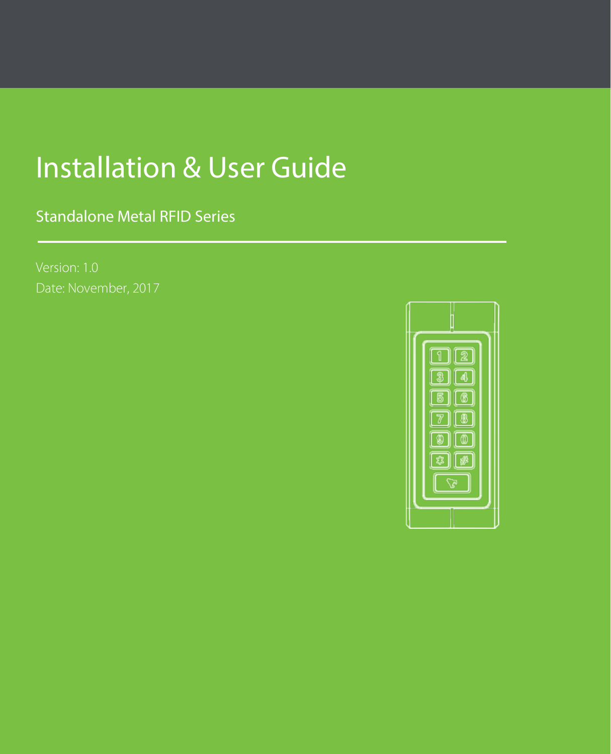# Installation & User Guide

Standalone Metal RFID Series

Version: 1.0

Date: November, 2017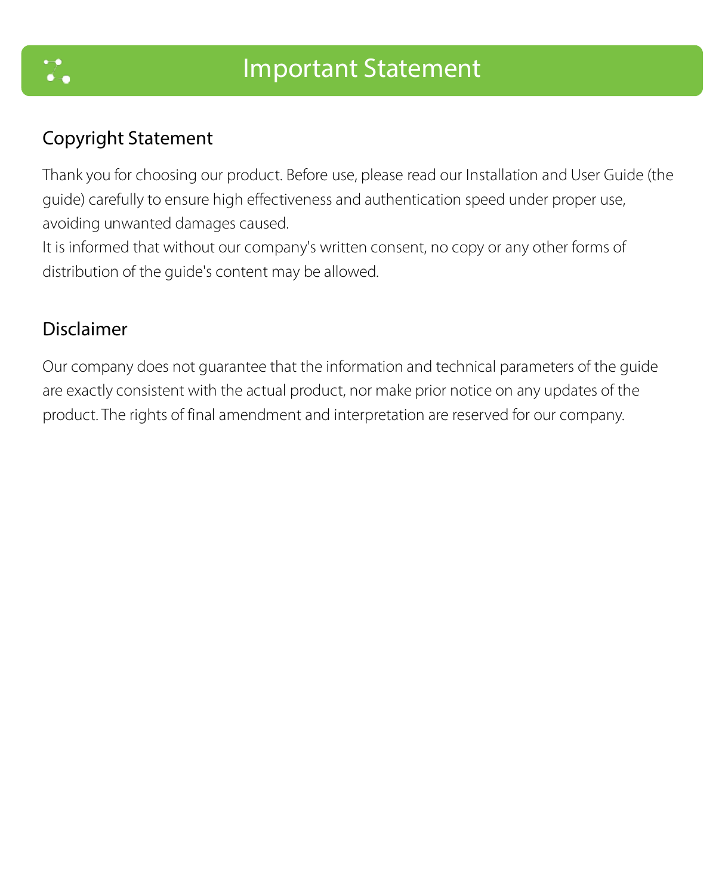# Important Statement

## Copyright Statement

Thank you for choosing our product. Before use, please read our Installation and User Guide (the guide) carefully to ensure high effectiveness and authentication speed under proper use, avoiding unwanted damages caused.
It is informed that without our company's written consent, no copy or any other forms of distribution of the guide's content may be allowed.

## Disclaimer

Our company does not guarantee that the information and technical parameters of the guide are exactly consistent with the actual product, nor make prior notice on any updates of the product. The rights of final amendment and interpretation are reserved for our company.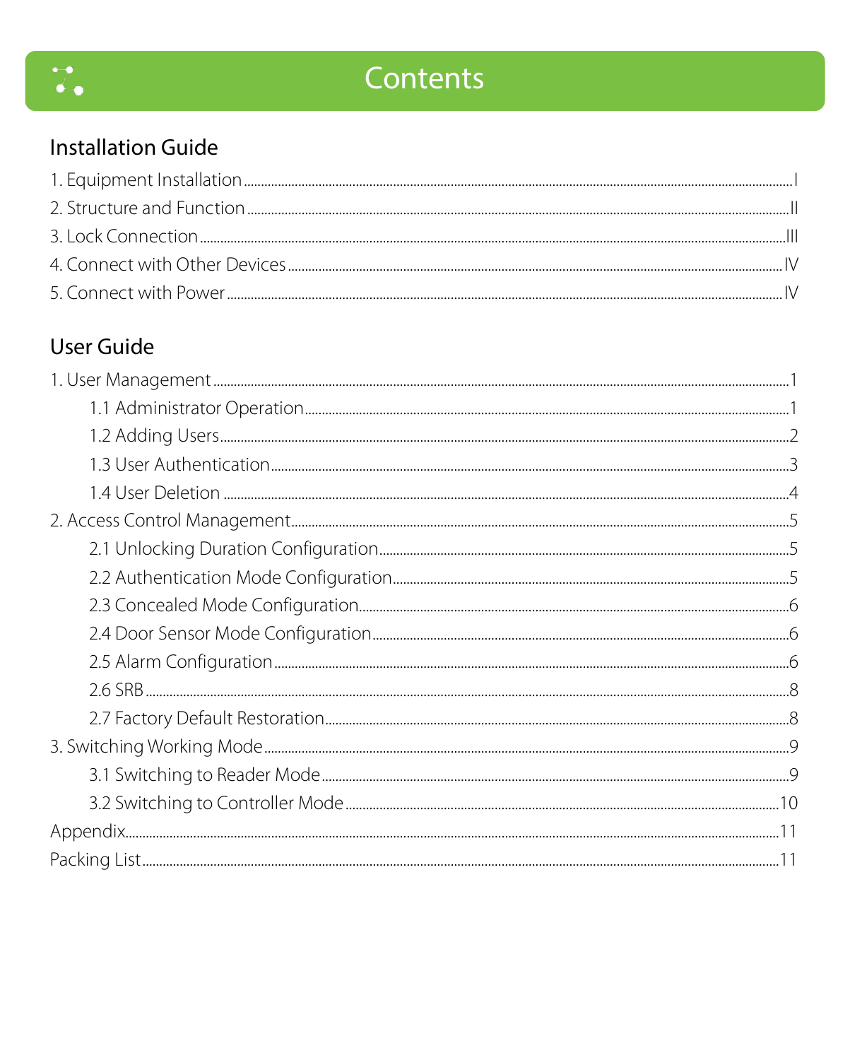# Contents

## Installation Guide

1. Equipment Installation ........ I
2. Structure and Function ........ II
3. Lock Connection ........ III
4. Connect with Other Devices ........ IV
5. Connect with Power ........ IV

## User Guide

1. User Management ........ 1
    - 1.1 Administrator Operation ........ 1
    - 1.2 Adding Users ........ 2
    - 1.3 User Authentication ........ 3
    - 1.4 User Deletion ........ 4
2. Access Control Management ........ 5
    - 2.1 Unlocking Duration Configuration ........ 5
    - 2.2 Authentication Mode Configuration ........ 5
    - 2.3 Concealed Mode Configuration ........ 6
    - 2.4 Door Sensor Mode Configuration ........ 6
    - 2.5 Alarm Configuration ........ 6
    - 2.6 SRB ........ 8
    - 2.7 Factory Default Restoration ........ 8
3. Switching Working Mode ........ 9
    - 3.1 Switching to Reader Mode ........ 9
    - 3.2 Switching to Controller Mode ........ 10

Appendix ........ 11

Packing List ........ 11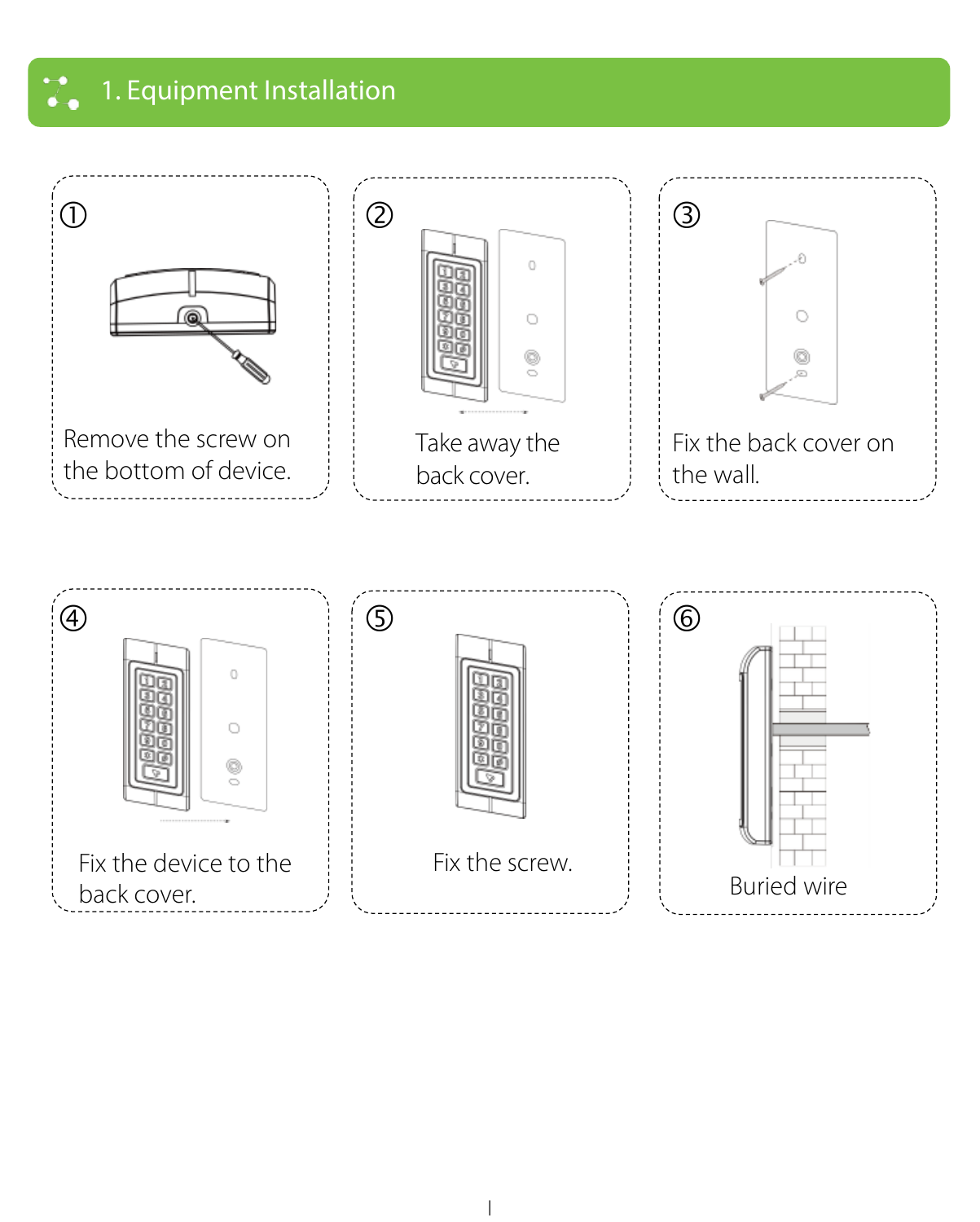# 1. Equipment Installation

① Remove the screw on the bottom of device.

② Take away the back cover.

③ Fix the back cover on the wall.

④ Fix the device to the back cover.

⑤ Fix the screw.

⑥ Buried wire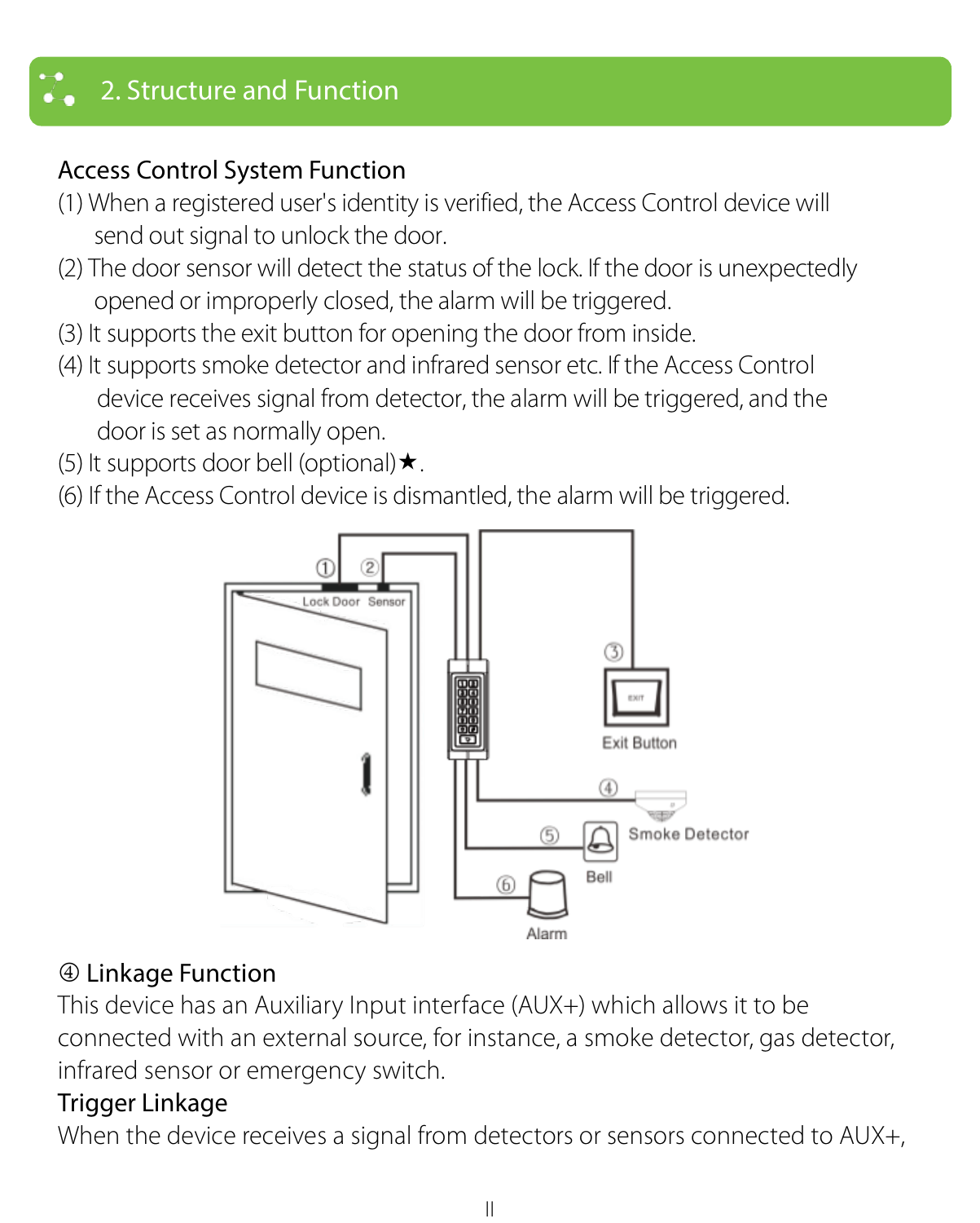## 2. Structure and Function

### Access Control System Function

(1) When a registered user's identity is verified, the Access Control device will send out signal to unlock the door.

(2) The door sensor will detect the status of the lock. If the door is unexpectedly opened or improperly closed, the alarm will be triggered.

(3) It supports the exit button for opening the door from inside.

(4) It supports smoke detector and infrared sensor etc. If the Access Control device receives signal from detector, the alarm will be triggered, and the door is set as normally open.

(5) It supports door bell (optional)★.

(6) If the Access Control device is dismantled, the alarm will be triggered.

### ④ Linkage Function

This device has an Auxiliary Input interface (AUX+) which allows it to be connected with an external source, for instance, a smoke detector, gas detector, infrared sensor or emergency switch.

### Trigger Linkage

When the device receives a signal from detectors or sensors connected to AUX+,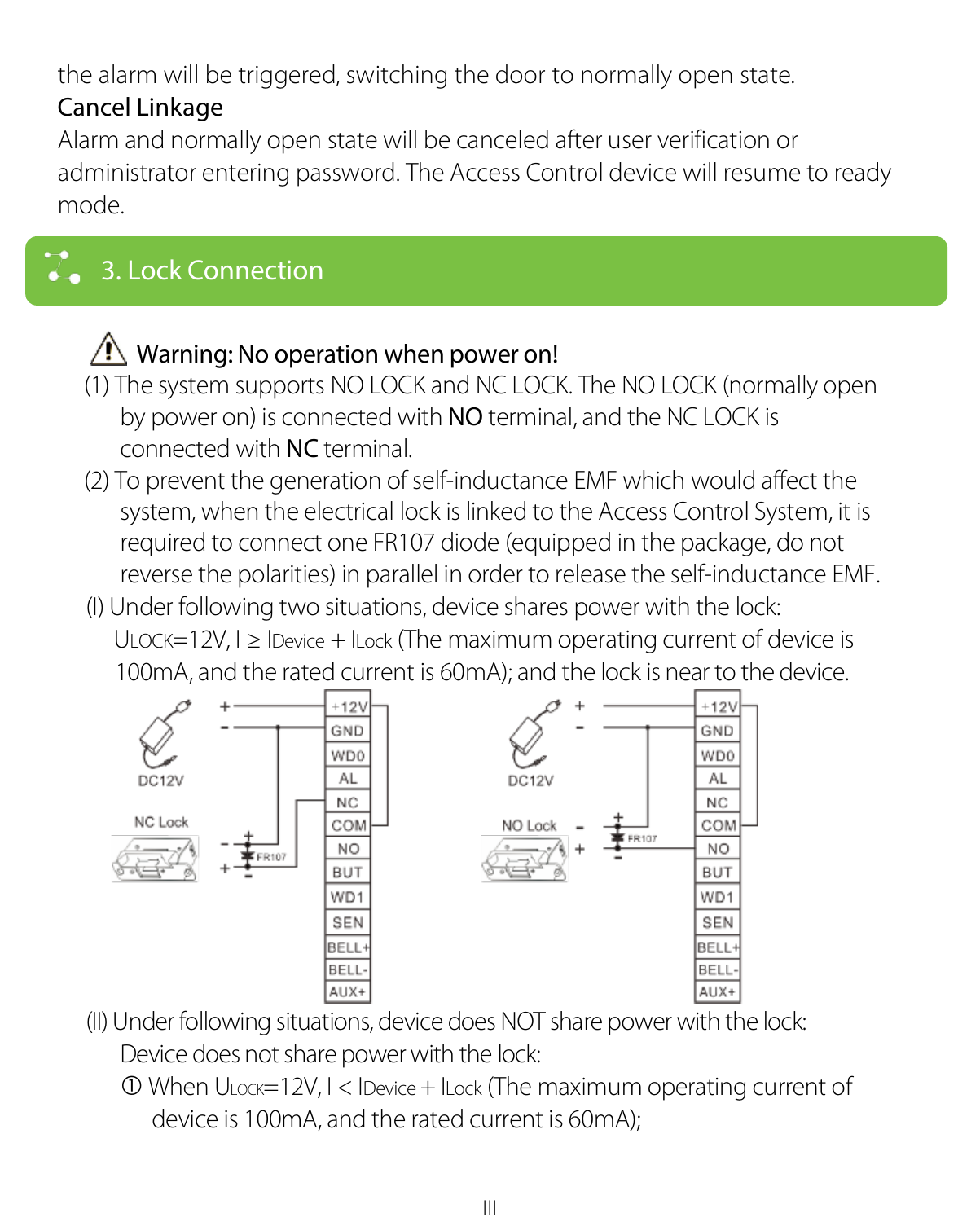the alarm will be triggered, switching the door to normally open state.

Cancel Linkage

Alarm and normally open state will be canceled after user verification or administrator entering password. The Access Control device will resume to ready mode.

## 3. Lock Connection

⚠ Warning: No operation when power on!

(1) The system supports NO LOCK and NC LOCK. The NO LOCK (normally open by power on) is connected with **NO** terminal, and the NC LOCK is connected with **NC** terminal.

(2) To prevent the generation of self-inductance EMF which would affect the system, when the electrical lock is linked to the Access Control System, it is required to connect one FR107 diode (equipped in the package, do not reverse the polarities) in parallel in order to release the self-inductance EMF.

(I) Under following two situations, device shares power with the lock:

$U_{LOCK}$=12V, $I \geq I_{Device} + I_{Lock}$ (The maximum operating current of device is 100mA, and the rated current is 60mA); and the lock is near to the device.

(II) Under following situations, device does NOT share power with the lock:

Device does not share power with the lock:

① When $U_{LOCK}$=12V, $I < I_{Device} + I_{Lock}$ (The maximum operating current of device is 100mA, and the rated current is 60mA);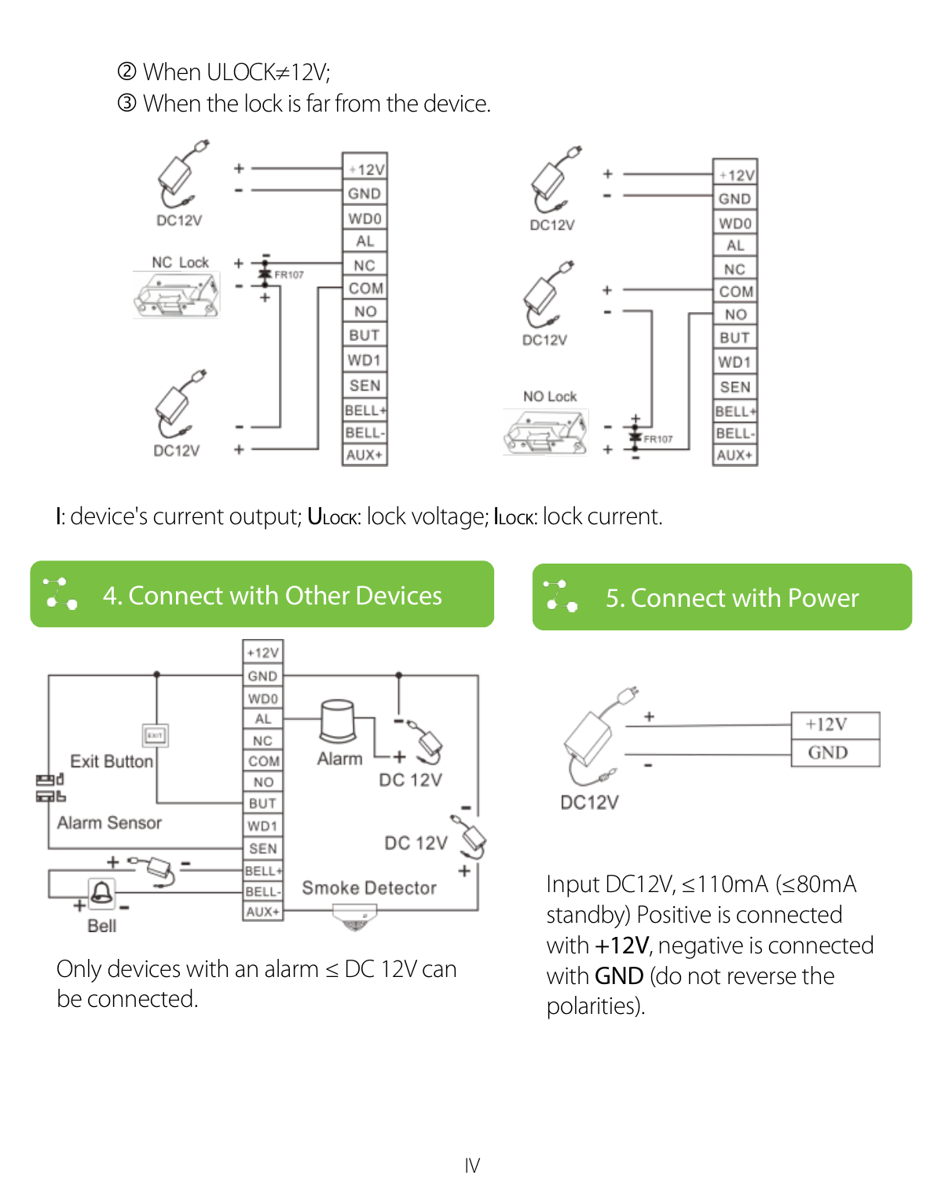② When ULOCK≠12V;

③ When the lock is far from the device.

I: device's current output; **U**LOCK: lock voltage; **I**LOCK: lock current.

## 4. Connect with Other Devices

Only devices with an alarm ≤ DC 12V can be connected.

## 5. Connect with Power

Input DC12V, ≤110mA (≤80mA standby) Positive is connected with **+12V**, negative is connected with **GND** (do not reverse the polarities).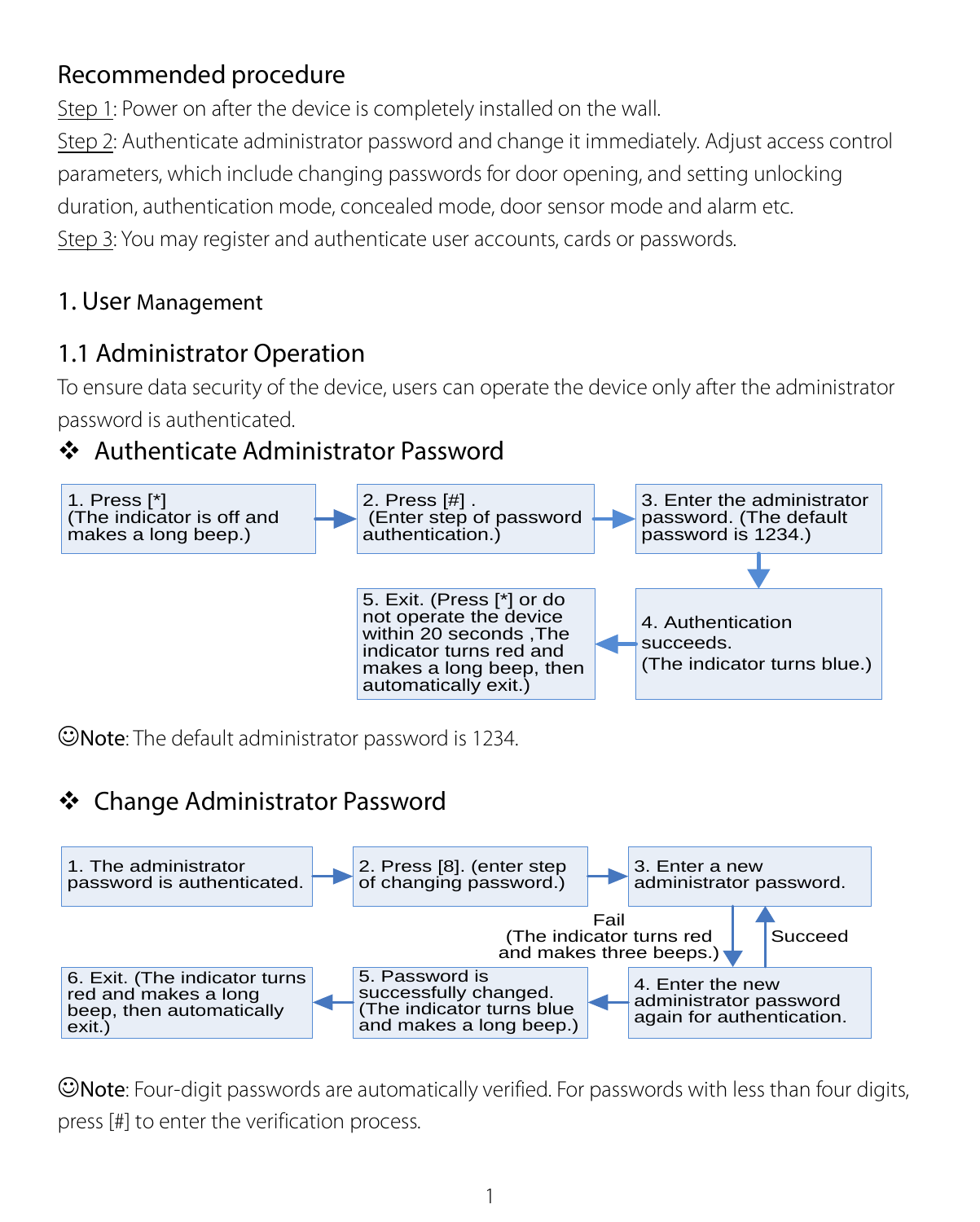## Recommended procedure

Step 1: Power on after the device is completely installed on the wall.

Step 2: Authenticate administrator password and change it immediately. Adjust access control parameters, which include changing passwords for door opening, and setting unlocking duration, authentication mode, concealed mode, door sensor mode and alarm etc.

Step 3: You may register and authenticate user accounts, cards or passwords.

# 1. User Management

## 1.1 Administrator Operation

To ensure data security of the device, users can operate the device only after the administrator password is authenticated.

### ❖ Authenticate Administrator Password

1. Press [*] (The indicator is off and makes a long beep.)
2. Press [#] . (Enter step of password authentication.)
3. Enter the administrator password. (The default password is 1234.)
4. Authentication succeeds. (The indicator turns blue.)
5. Exit. (Press [*] or do not operate the device within 20 seconds ,The indicator turns red and makes a long beep, then automatically exit.)

☺**Note**: The default administrator password is 1234.

### ❖ Change Administrator Password

1. The administrator password is authenticated.
2. Press [8]. (enter step of changing password.)
3. Enter a new administrator password.
4. Enter the new administrator password again for authentication.
   - Fail (The indicator turns red and makes three beeps.) → back to step 3
   - Succeed → step 5
5. Password is successfully changed. (The indicator turns blue and makes a long beep.)
6. Exit. (The indicator turns red and makes a long beep, then automatically exit.)

☺**Note**: Four-digit passwords are automatically verified. For passwords with less than four digits, press [#] to enter the verification process.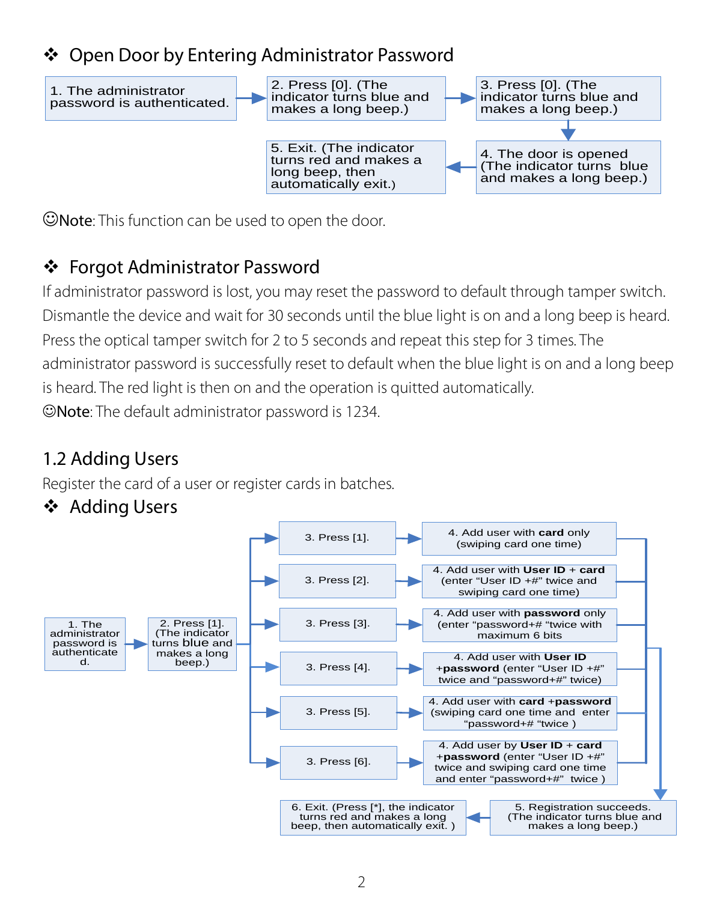## ❖ Open Door by Entering Administrator Password

1. The administrator password is authenticated. → 2. Press [0]. (The indicator turns blue and makes a long beep.) → 3. Press [0]. (The indicator turns blue and makes a long beep.) → 4. The door is opened (The indicator turns blue and makes a long beep.) → 5. Exit. (The indicator turns red and makes a long beep, then automatically exit.)

☺**Note**: This function can be used to open the door.

## ❖ Forgot Administrator Password

If administrator password is lost, you may reset the password to default through tamper switch. Dismantle the device and wait for 30 seconds until the blue light is on and a long beep is heard. Press the optical tamper switch for 2 to 5 seconds and repeat this step for 3 times. The administrator password is successfully reset to default when the blue light is on and a long beep is heard. The red light is then on and the operation is quitted automatically.

☺**Note**: The default administrator password is 1234.

# 1.2 Adding Users

Register the card of a user or register cards in batches.

## ❖ Adding Users

1. The administrator password is authenticated.
2. Press [1]. (The indicator turns blue and makes a long beep.)
3. Press [1]. → 4. Add user with **card** only (swiping card one time)
3. Press [2]. → 4. Add user with **User ID** + **card** (enter "User ID +#" twice and swiping card one time)
3. Press [3]. → 4. Add user with **password** only (enter "password+# "twice with maximum 6 bits
3. Press [4]. → 4. Add user with **User ID** +**password** (enter "User ID +#" twice and "password+#" twice)
3. Press [5]. → 4. Add user with **card** +**password** (swiping card one time and enter "password+# "twice )
3. Press [6]. → 4. Add user by **User ID** + **card** +**password** (enter "User ID +#" twice and swiping card one time and enter "password+#" twice )
5. Registration succeeds. (The indicator turns blue and makes a long beep.)
6. Exit. (Press [*], the indicator turns red and makes a long beep, then automatically exit. )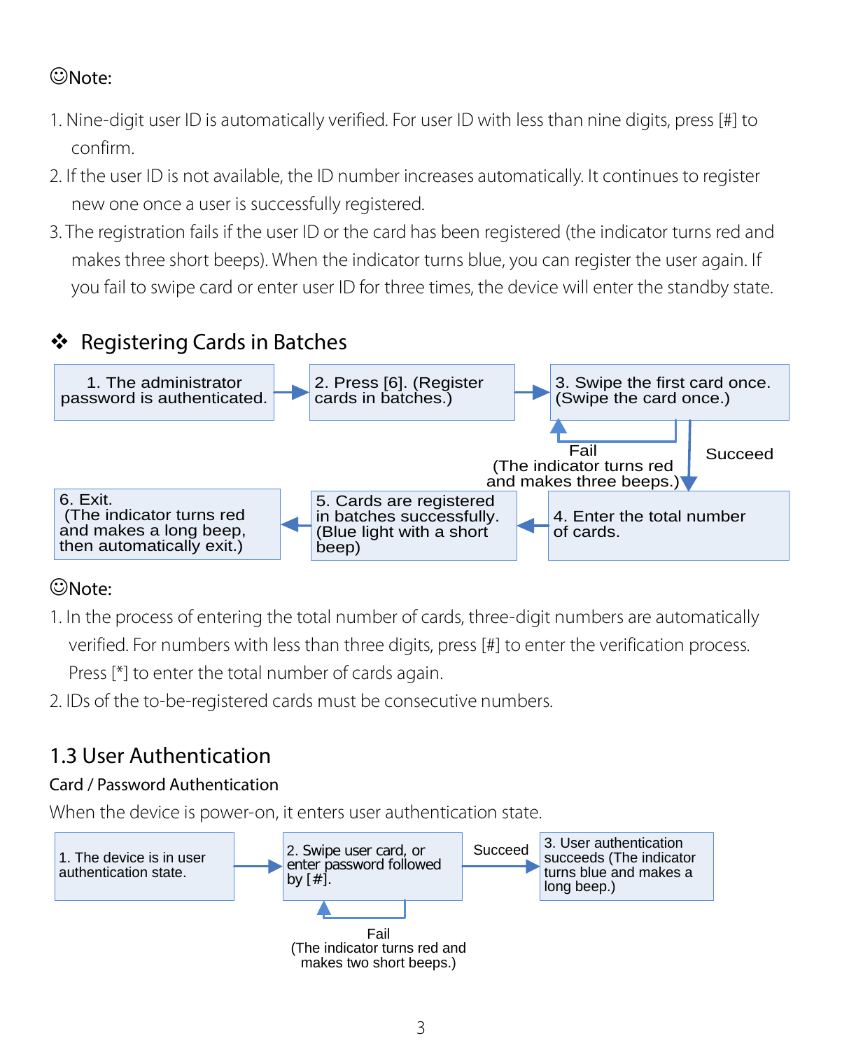☺Note:

1. Nine-digit user ID is automatically verified. For user ID with less than nine digits, press [#] to confirm.
2. If the user ID is not available, the ID number increases automatically. It continues to register new one once a user is successfully registered.
3. The registration fails if the user ID or the card has been registered (the indicator turns red and makes three short beeps). When the indicator turns blue, you can register the user again. If you fail to swipe card or enter user ID for three times, the device will enter the standby state.

## ❖ Registering Cards in Batches

1. The administrator password is authenticated. → 2. Press [6]. (Register cards in batches.) → 3. Swipe the first card once. (Swipe the card once.)

Fail (The indicator turns red and makes three beeps.) → back to step 3

Succeed → 4. Enter the total number of cards. → 5. Cards are registered in batches successfully. (Blue light with a short beep) → 6. Exit. (The indicator turns red and makes a long beep, then automatically exit.)

☺Note:

1. In the process of entering the total number of cards, three-digit numbers are automatically verified. For numbers with less than three digits, press [#] to enter the verification process. Press [*] to enter the total number of cards again.
2. IDs of the to-be-registered cards must be consecutive numbers.

## 1.3 User Authentication

### Card / Password Authentication

When the device is power-on, it enters user authentication state.

1. The device is in user authentication state. → 2. Swipe user card, or enter password followed by [#]. → Succeed → 3. User authentication succeeds (The indicator turns blue and makes a long beep.)

Fail (The indicator turns red and makes two short beeps.) → back to step 2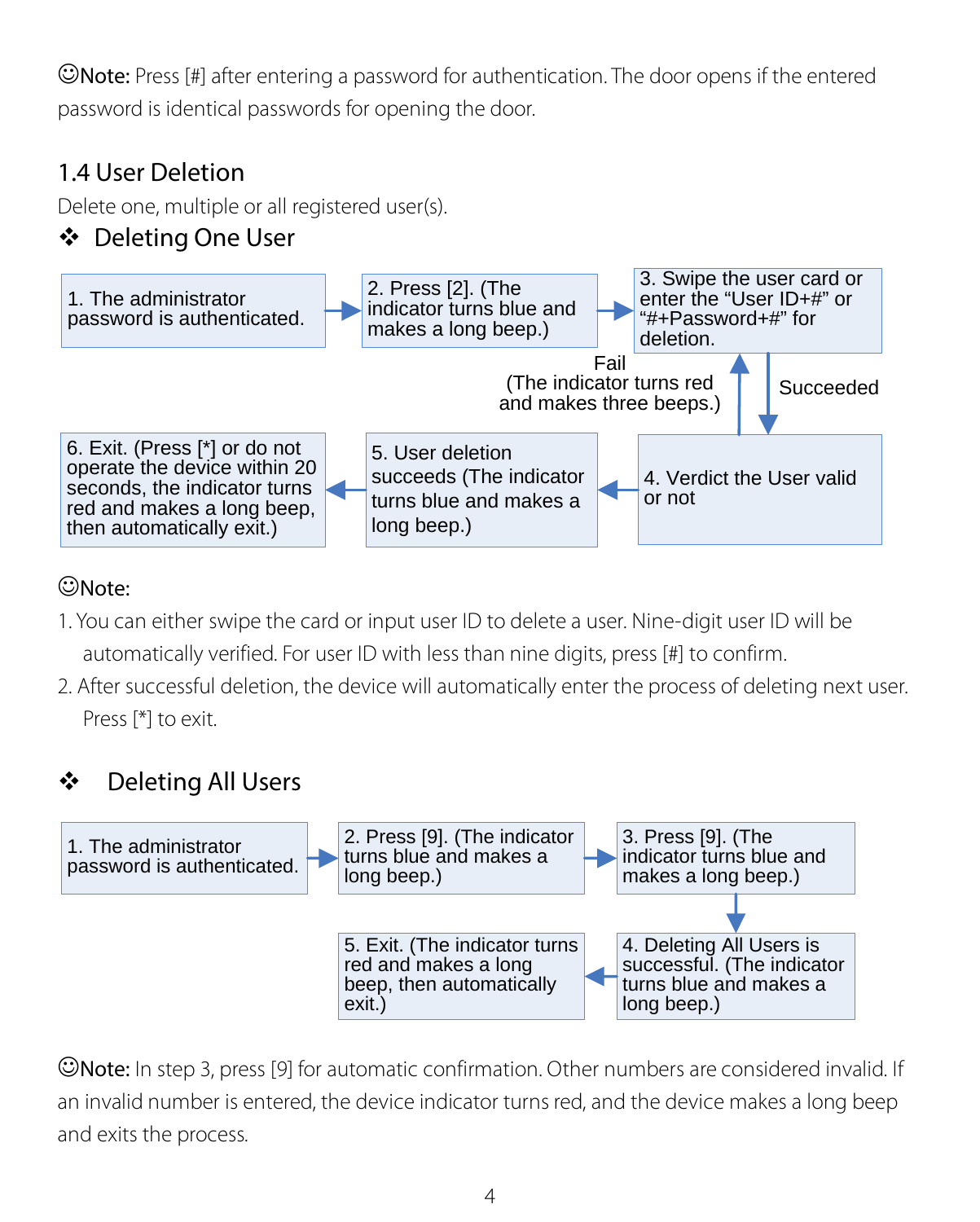☺**Note:** Press [#] after entering a password for authentication. The door opens if the entered password is identical passwords for opening the door.

## 1.4 User Deletion

Delete one, multiple or all registered user(s).

### ❖ Deleting One User

1. The administrator password is authenticated.
2. Press [2]. (The indicator turns blue and makes a long beep.)
3. Swipe the user card or enter the "User ID+#" or "#+Password+#" for deletion.
4. Verdict the User valid or not
   - Fail (The indicator turns red and makes three beeps.) → back to step 3
   - Succeeded → step 5
5. User deletion succeeds (The indicator turns blue and makes a long beep.)
6. Exit. (Press [*] or do not operate the device within 20 seconds, the indicator turns red and makes a long beep, then automatically exit.)

☺**Note:**

1. You can either swipe the card or input user ID to delete a user. Nine-digit user ID will be automatically verified. For user ID with less than nine digits, press [#] to confirm.
2. After successful deletion, the device will automatically enter the process of deleting next user. Press [*] to exit.

### ❖ Deleting All Users

1. The administrator password is authenticated.
2. Press [9]. (The indicator turns blue and makes a long beep.)
3. Press [9]. (The indicator turns blue and makes a long beep.)
4. Deleting All Users is successful. (The indicator turns blue and makes a long beep.)
5. Exit. (The indicator turns red and makes a long beep, then automatically exit.)

☺**Note:** In step 3, press [9] for automatic confirmation. Other numbers are considered invalid. If an invalid number is entered, the device indicator turns red, and the device makes a long beep and exits the process.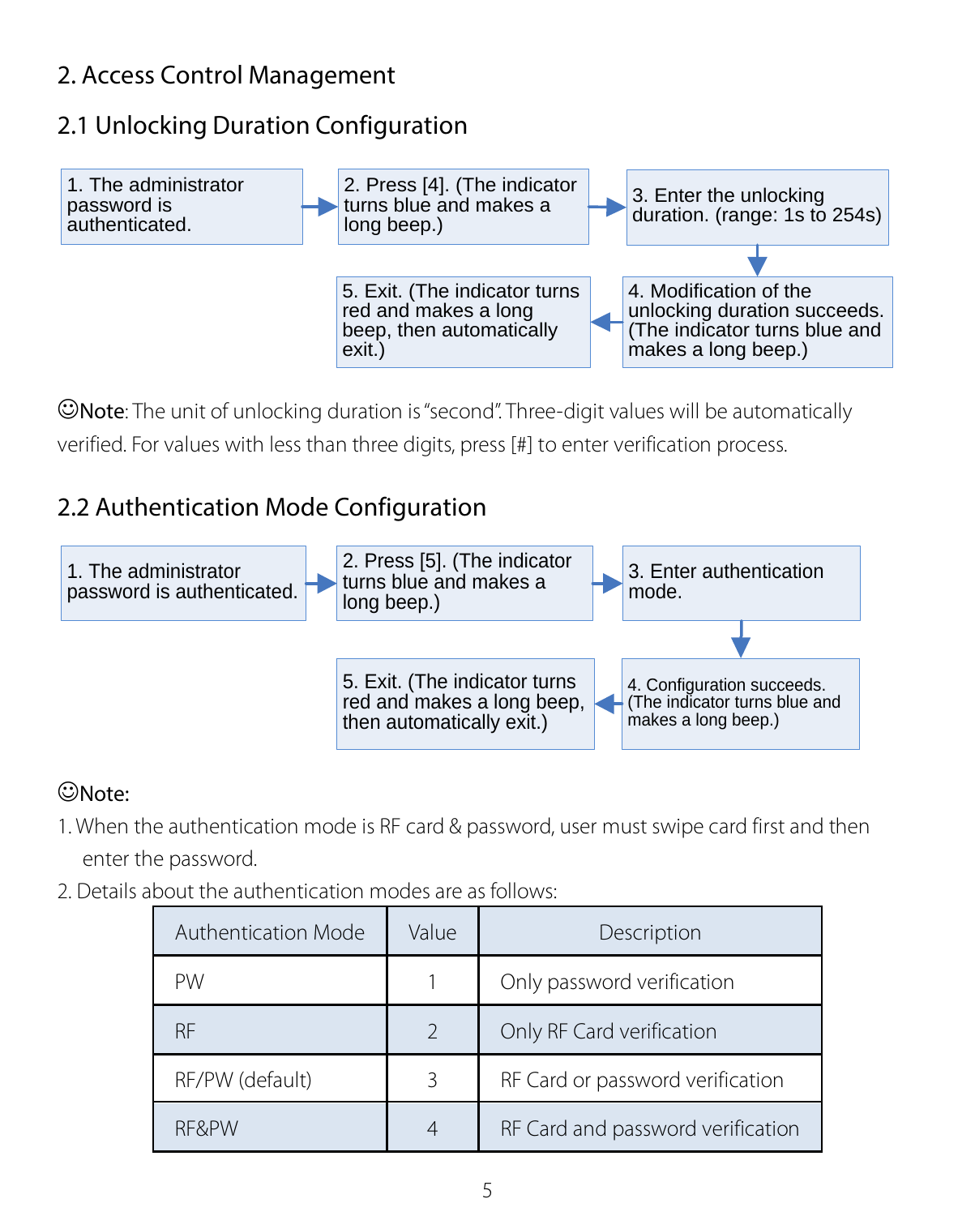## 2. Access Control Management

### 2.1 Unlocking Duration Configuration

1. The administrator password is authenticated. → 2. Press [4]. (The indicator turns blue and makes a long beep.) → 3. Enter the unlocking duration. (range: 1s to 254s) → 4. Modification of the unlocking duration succeeds. (The indicator turns blue and makes a long beep.) → 5. Exit. (The indicator turns red and makes a long beep, then automatically exit.)

☺**Note**: The unit of unlocking duration is "second". Three-digit values will be automatically verified. For values with less than three digits, press [#] to enter verification process.

### 2.2 Authentication Mode Configuration

1. The administrator password is authenticated. → 2. Press [5]. (The indicator turns blue and makes a long beep.) → 3. Enter authentication mode. → 4. Configuration succeeds. (The indicator turns blue and makes a long beep.) → 5. Exit. (The indicator turns red and makes a long beep, then automatically exit.)

☺Note:

1. When the authentication mode is RF card & password, user must swipe card first and then enter the password.
2. Details about the authentication modes are as follows:

| Authentication Mode | Value | Description |
| --- | --- | --- |
| PW | 1 | Only password verification |
| RF | 2 | Only RF Card verification |
| RF/PW (default) | 3 | RF Card or password verification |
| RF&PW | 4 | RF Card and password verification |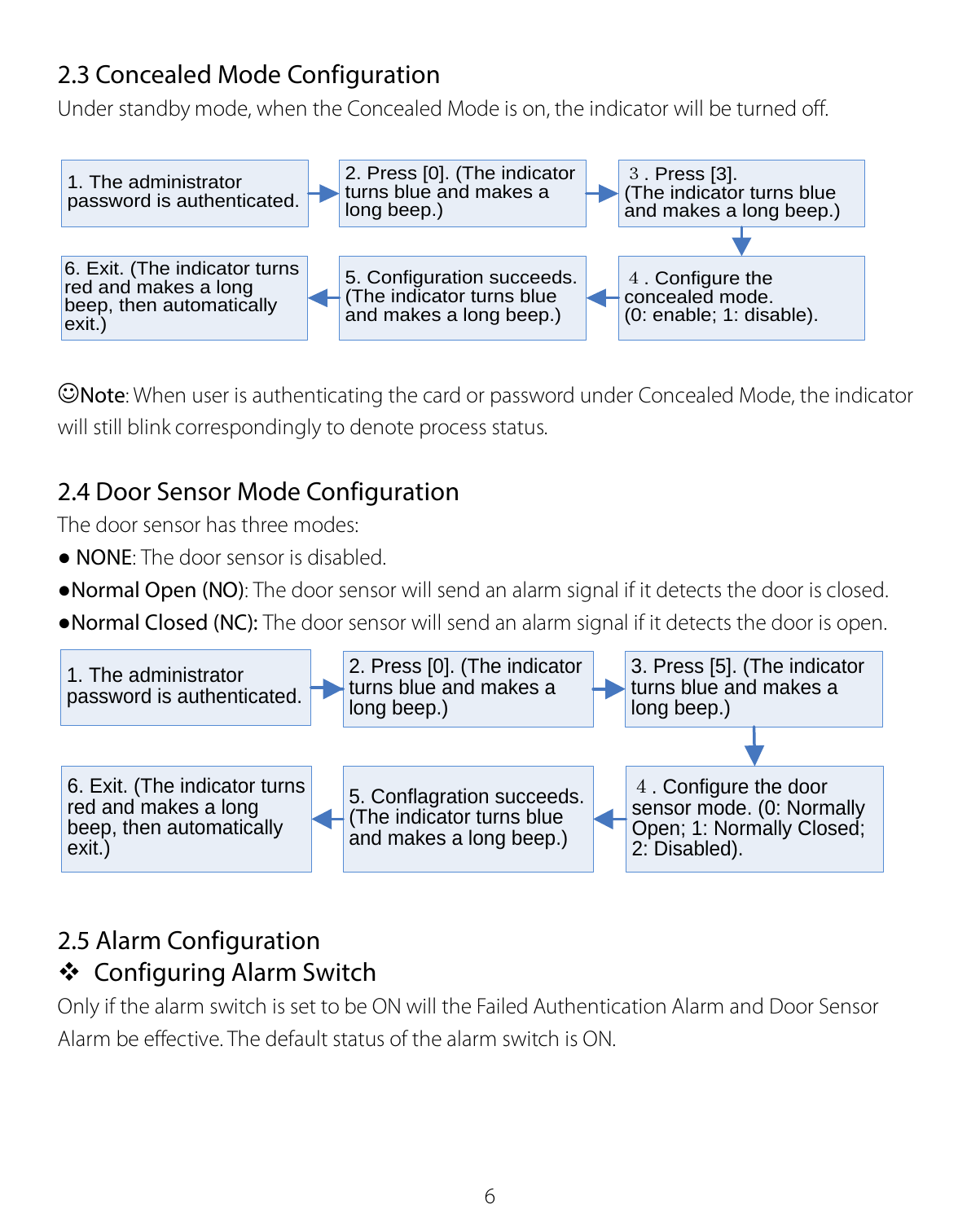## 2.3 Concealed Mode Configuration

Under standby mode, when the Concealed Mode is on, the indicator will be turned off.

1. The administrator password is authenticated. → 2. Press [0]. (The indicator turns blue and makes a long beep.) → 3. Press [3]. (The indicator turns blue and makes a long beep.) → 4. Configure the concealed mode. (0: enable; 1: disable). → 5. Configuration succeeds. (The indicator turns blue and makes a long beep.) → 6. Exit. (The indicator turns red and makes a long beep, then automatically exit.)

☺**Note**: When user is authenticating the card or password under Concealed Mode, the indicator will still blink correspondingly to denote process status.

## 2.4 Door Sensor Mode Configuration

The door sensor has three modes:

- **NONE**: The door sensor is disabled.
- **Normal Open (NO)**: The door sensor will send an alarm signal if it detects the door is closed.
- **Normal Closed (NC):** The door sensor will send an alarm signal if it detects the door is open.

1. The administrator password is authenticated. → 2. Press [0]. (The indicator turns blue and makes a long beep.) → 3. Press [5]. (The indicator turns blue and makes a long beep.) → 4. Configure the door sensor mode. (0: Normally Open; 1: Normally Closed; 2: Disabled). → 5. Conflagration succeeds. (The indicator turns blue and makes a long beep.) → 6. Exit. (The indicator turns red and makes a long beep, then automatically exit.)

## 2.5 Alarm Configuration

### ❖ Configuring Alarm Switch

Only if the alarm switch is set to be ON will the Failed Authentication Alarm and Door Sensor Alarm be effective. The default status of the alarm switch is ON.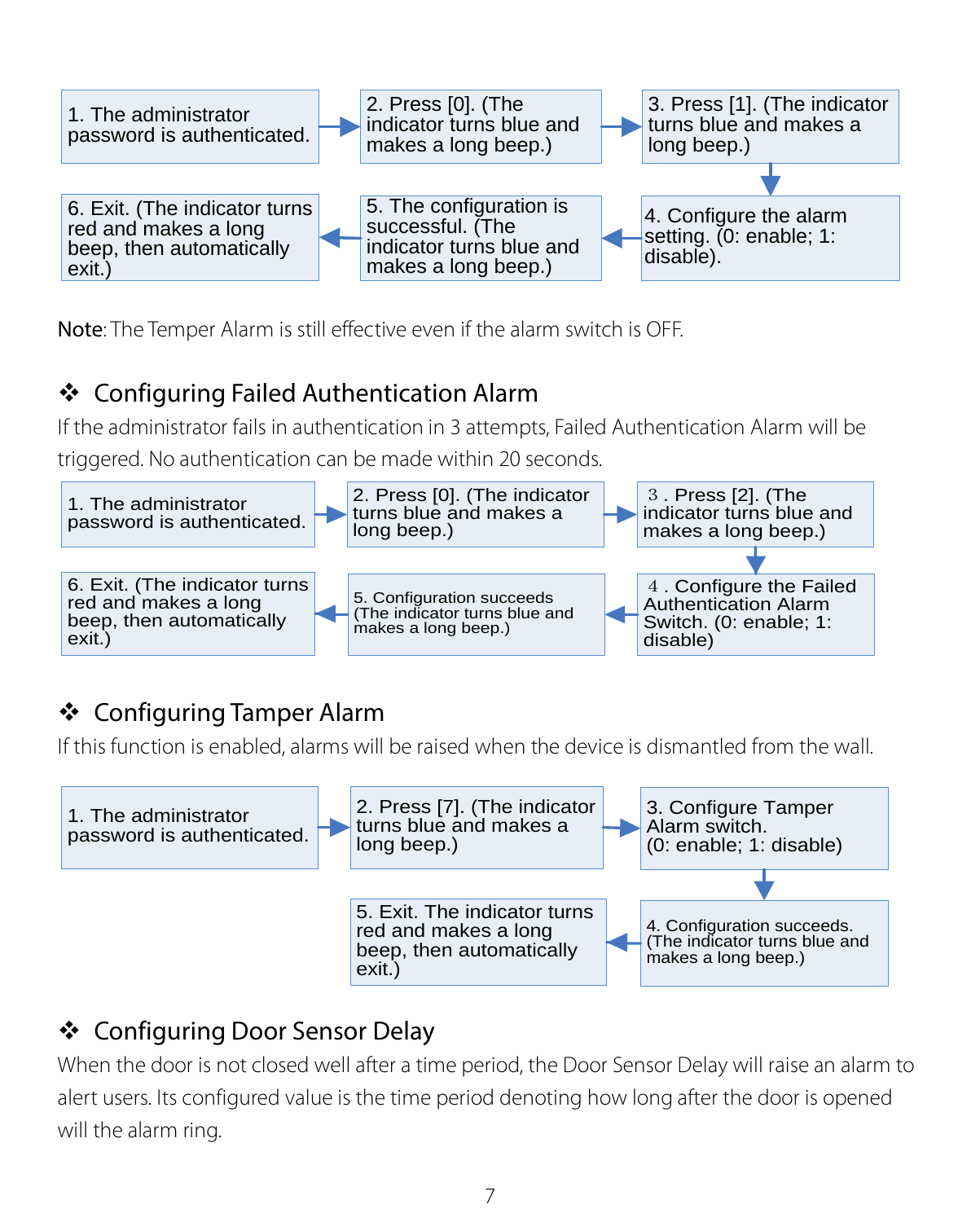1. The administrator password is authenticated. → 2. Press [0]. (The indicator turns blue and makes a long beep.) → 3. Press [1]. (The indicator turns blue and makes a long beep.) → 4. Configure the alarm setting. (0: enable; 1: disable). → 5. The configuration is successful. (The indicator turns blue and makes a long beep.) → 6. Exit. (The indicator turns red and makes a long beep, then automatically exit.)

**Note**: The Temper Alarm is still effective even if the alarm switch is OFF.

## ❖ Configuring Failed Authentication Alarm

If the administrator fails in authentication in 3 attempts, Failed Authentication Alarm will be triggered. No authentication can be made within 20 seconds.

1. The administrator password is authenticated. → 2. Press [0]. (The indicator turns blue and makes a long beep.) → 3 . Press [2]. (The indicator turns blue and makes a long beep.) → 4 . Configure the Failed Authentication Alarm Switch. (0: enable; 1: disable) → 5. Configuration succeeds (The indicator turns blue and makes a long beep.) → 6. Exit. (The indicator turns red and makes a long beep, then automatically exit.)

## ❖ Configuring Tamper Alarm

If this function is enabled, alarms will be raised when the device is dismantled from the wall.

1. The administrator password is authenticated. → 2. Press [7]. (The indicator turns blue and makes a long beep.) → 3. Configure Tamper Alarm switch. (0: enable; 1: disable) → 4. Configuration succeeds. (The indicator turns blue and makes a long beep.) → 5. Exit. The indicator turns red and makes a long beep, then automatically exit.)

## ❖ Configuring Door Sensor Delay

When the door is not closed well after a time period, the Door Sensor Delay will raise an alarm to alert users. Its configured value is the time period denoting how long after the door is opened will the alarm ring.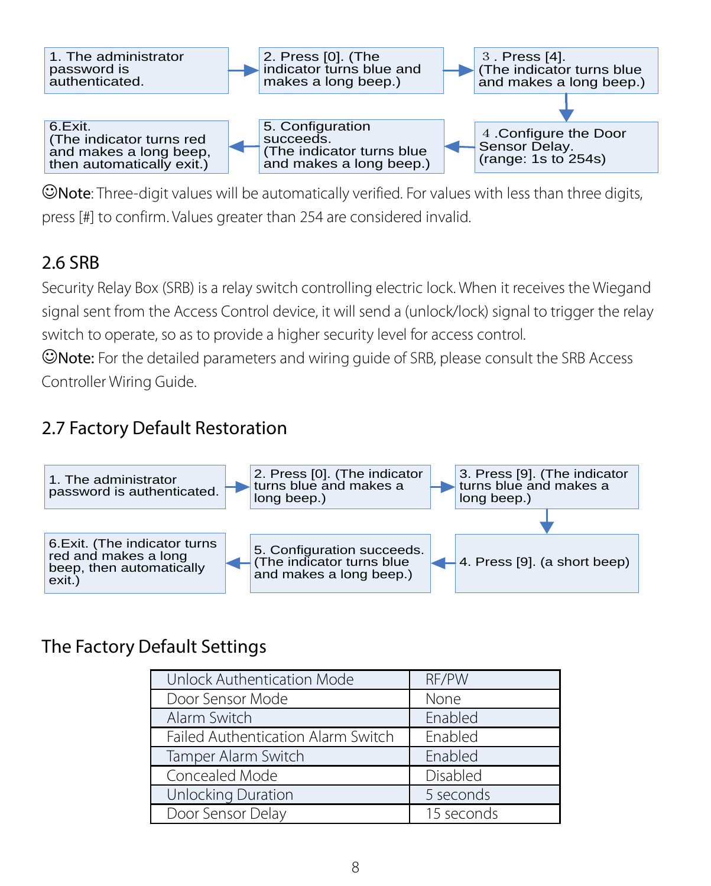1. The administrator password is authenticated. → 2. Press [0]. (The indicator turns blue and makes a long beep.) → 3 . Press [4]. (The indicator turns blue and makes a long beep.) → 4 .Configure the Door Sensor Delay. (range: 1s to 254s) → 5. Configuration succeeds. (The indicator turns blue and makes a long beep.) → 6.Exit. (The indicator turns red and makes a long beep, then automatically exit.)

☺**Note**: Three-digit values will be automatically verified. For values with less than three digits, press [#] to confirm. Values greater than 254 are considered invalid.

## 2.6 SRB

Security Relay Box (SRB) is a relay switch controlling electric lock. When it receives the Wiegand signal sent from the Access Control device, it will send a (unlock/lock) signal to trigger the relay switch to operate, so as to provide a higher security level for access control.

☺**Note:** For the detailed parameters and wiring guide of SRB, please consult the SRB Access Controller Wiring Guide.

## 2.7 Factory Default Restoration

1. The administrator password is authenticated. → 2. Press [0]. (The indicator turns blue and makes a long beep.) → 3. Press [9]. (The indicator turns blue and makes a long beep.) → 4. Press [9]. (a short beep) → 5. Configuration succeeds. (The indicator turns blue and makes a long beep.) → 6.Exit. (The indicator turns red and makes a long beep, then automatically exit.)

## The Factory Default Settings

| Unlock Authentication Mode | RF/PW |
|---|---|
| Door Sensor Mode | None |
| Alarm Switch | Enabled |
| Failed Authentication Alarm Switch | Enabled |
| Tamper Alarm Switch | Enabled |
| Concealed Mode | Disabled |
| Unlocking Duration | 5 seconds |
| Door Sensor Delay | 15 seconds |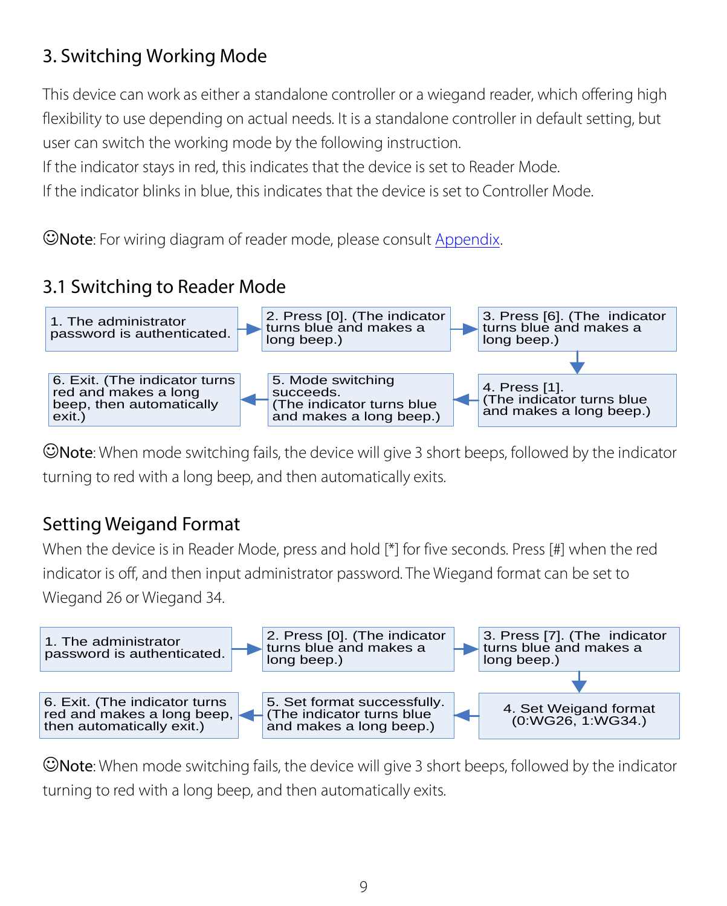## 3. Switching Working Mode

This device can work as either a standalone controller or a wiegand reader, which offering high flexibility to use depending on actual needs. It is a standalone controller in default setting, but user can switch the working mode by the following instruction.
If the indicator stays in red, this indicates that the device is set to Reader Mode.
If the indicator blinks in blue, this indicates that the device is set to Controller Mode.

☺**Note**: For wiring diagram of reader mode, please consult Appendix.

### 3.1 Switching to Reader Mode

1. The administrator password is authenticated.
2. Press [0]. (The indicator turns blue and makes a long beep.)
3. Press [6]. (The indicator turns blue and makes a long beep.)
4. Press [1]. (The indicator turns blue and makes a long beep.)
5. Mode switching succeeds. (The indicator turns blue and makes a long beep.)
6. Exit. (The indicator turns red and makes a long beep, then automatically exit.)

☺**Note**: When mode switching fails, the device will give 3 short beeps, followed by the indicator turning to red with a long beep, and then automatically exits.

### Setting Weigand Format

When the device is in Reader Mode, press and hold [*] for five seconds. Press [#] when the red indicator is off, and then input administrator password. The Wiegand format can be set to Wiegand 26 or Wiegand 34.

1. The administrator password is authenticated.
2. Press [0]. (The indicator turns blue and makes a long beep.)
3. Press [7]. (The indicator turns blue and makes a long beep.)
4. Set Weigand format (0:WG26, 1:WG34.)
5. Set format successfully. (The indicator turns blue and makes a long beep.)
6. Exit. (The indicator turns red and makes a long beep, then automatically exit.)

☺**Note**: When mode switching fails, the device will give 3 short beeps, followed by the indicator turning to red with a long beep, and then automatically exits.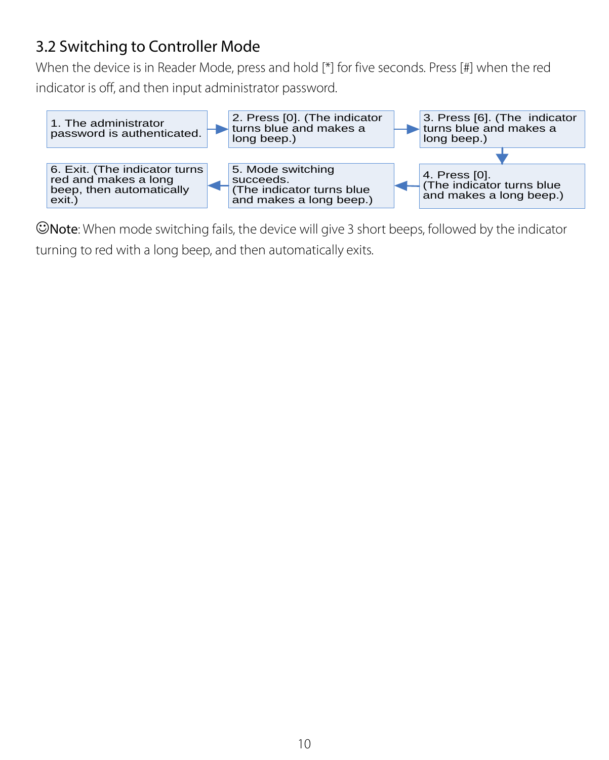## 3.2 Switching to Controller Mode

When the device is in Reader Mode, press and hold [*] for five seconds. Press [#] when the red indicator is off, and then input administrator password.

1. The administrator password is authenticated.
2. Press [0]. (The indicator turns blue and makes a long beep.)
3. Press [6]. (The indicator turns blue and makes a long beep.)
4. Press [0]. (The indicator turns blue and makes a long beep.)
5. Mode switching succeeds. (The indicator turns blue and makes a long beep.)
6. Exit. (The indicator turns red and makes a long beep, then automatically exit.)

☺**Note**: When mode switching fails, the device will give 3 short beeps, followed by the indicator turning to red with a long beep, and then automatically exits.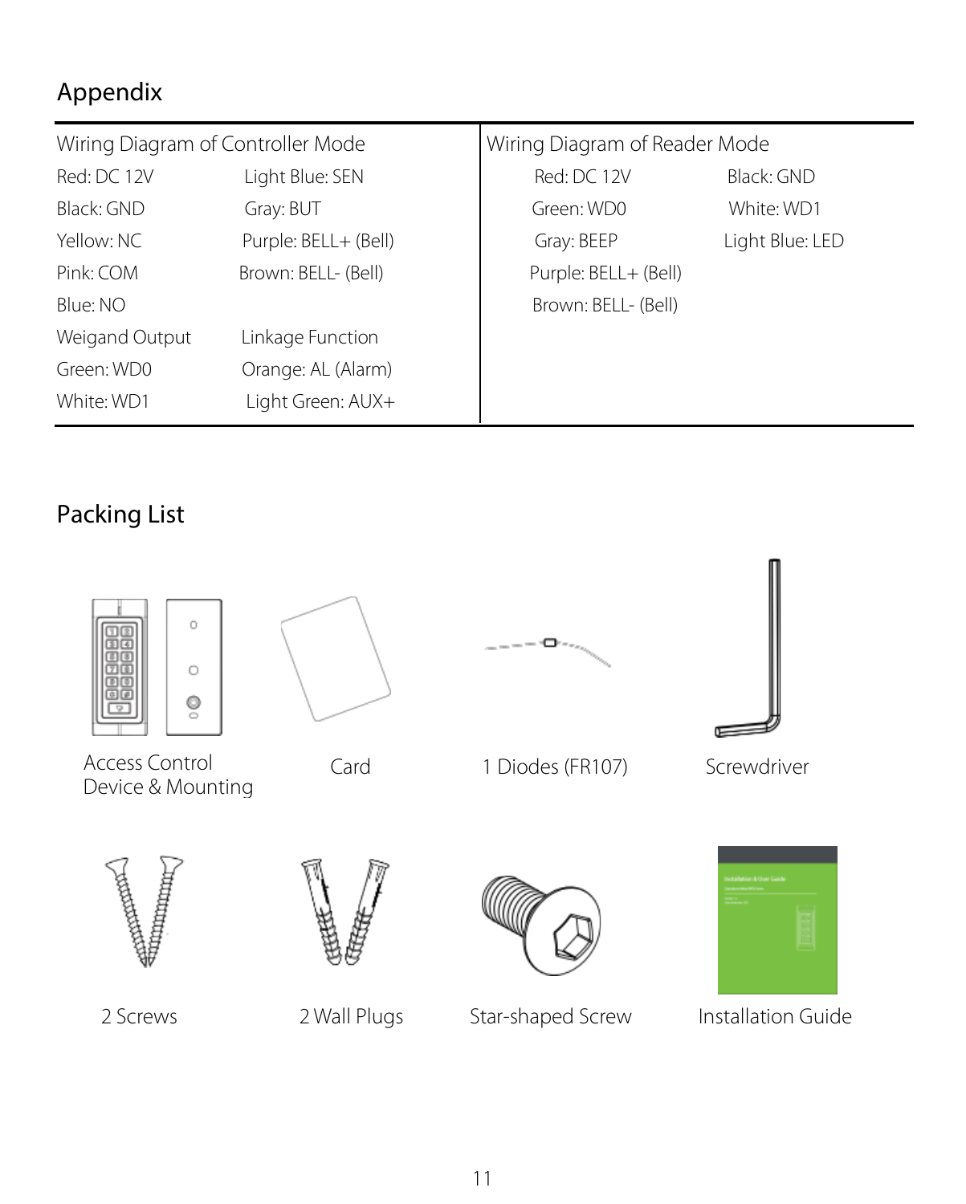## Appendix

| Wiring Diagram of Controller Mode | | Wiring Diagram of Reader Mode | |
|---|---|---|---|
| Red: DC 12V | Light Blue: SEN | Red: DC 12V | Black: GND |
| Black: GND | Gray: BUT | Green: WD0 | White: WD1 |
| Yellow: NC | Purple: BELL+ (Bell) | Gray: BEEP | Light Blue: LED |
| Pink: COM | Brown: BELL- (Bell) | Purple: BELL+ (Bell) | |
| Blue: NO | | Brown: BELL- (Bell) | |
| Weigand Output | Linkage Function | | |
| Green: WD0 | Orange: AL (Alarm) | | |
| White: WD1 | Light Green: AUX+ | | |

## Packing List

Access Control Device & Mounting

Card

1 Diodes (FR107)

Screwdriver

2 Screws

2 Wall Plugs

Star-shaped Screw

Installation Guide